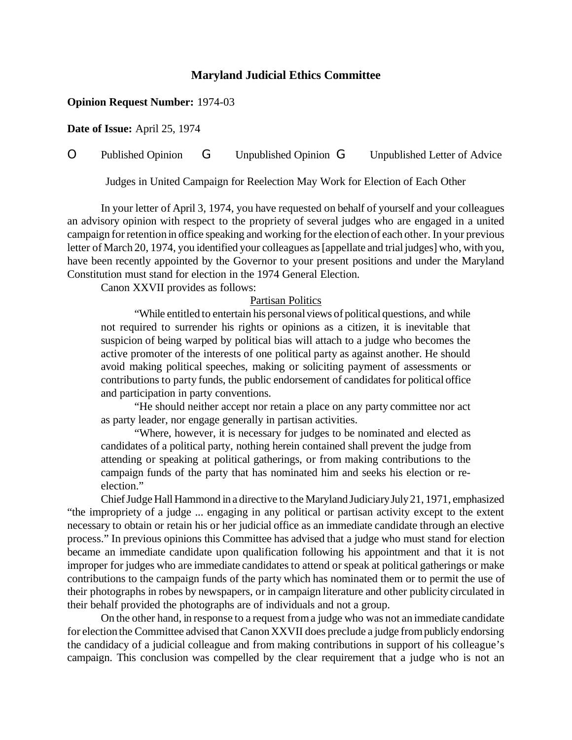**Maryland Judicial Ethics Committee**

**Opinion Request Number:** 1974-03

**Date of Issue:** April 25, 1974

O Published Opinion G Unpublished Opinion G Unpublished Letter of Advice

Judges in United Campaign for Reelection May Work for Election of Each Other

In your letter of April 3, 1974, you have requested on behalf of yourself and your colleagues an advisory opinion with respect to the propriety of several judges who are engaged in a united campaign for retention in office speaking and working for the election of each other. In your previous letter of March 20, 1974, you identified your colleagues as [appellate and trial judges] who, with you, have been recently appointed by the Governor to your present positions and under the Maryland Constitution must stand for election in the 1974 General Election.

Canon XXVII provides as follows:

> Partisan Politics
>
> "While entitled to entertain his personal views of political questions, and while not required to surrender his rights or opinions as a citizen, it is inevitable that suspicion of being warped by political bias will attach to a judge who becomes the active promoter of the interests of one political party as against another. He should avoid making political speeches, making or soliciting payment of assessments or contributions to party funds, the public endorsement of candidates for political office and participation in party conventions.
>
> "He should neither accept nor retain a place on any party committee nor act as party leader, nor engage generally in partisan activities.
>
> "Where, however, it is necessary for judges to be nominated and elected as candidates of a political party, nothing herein contained shall prevent the judge from attending or speaking at political gatherings, or from making contributions to the campaign funds of the party that has nominated him and seeks his election or re-election."

Chief Judge Hall Hammond in a directive to the Maryland Judiciary July 21, 1971, emphasized "the impropriety of a judge ... engaging in any political or partisan activity except to the extent necessary to obtain or retain his or her judicial office as an immediate candidate through an elective process." In previous opinions this Committee has advised that a judge who must stand for election became an immediate candidate upon qualification following his appointment and that it is not improper for judges who are immediate candidates to attend or speak at political gatherings or make contributions to the campaign funds of the party which has nominated them or to permit the use of their photographs in robes by newspapers, or in campaign literature and other publicity circulated in their behalf provided the photographs are of individuals and not a group.

On the other hand, in response to a request from a judge who was not an immediate candidate for election the Committee advised that Canon XXVII does preclude a judge from publicly endorsing the candidacy of a judicial colleague and from making contributions in support of his colleague's campaign. This conclusion was compelled by the clear requirement that a judge who is not an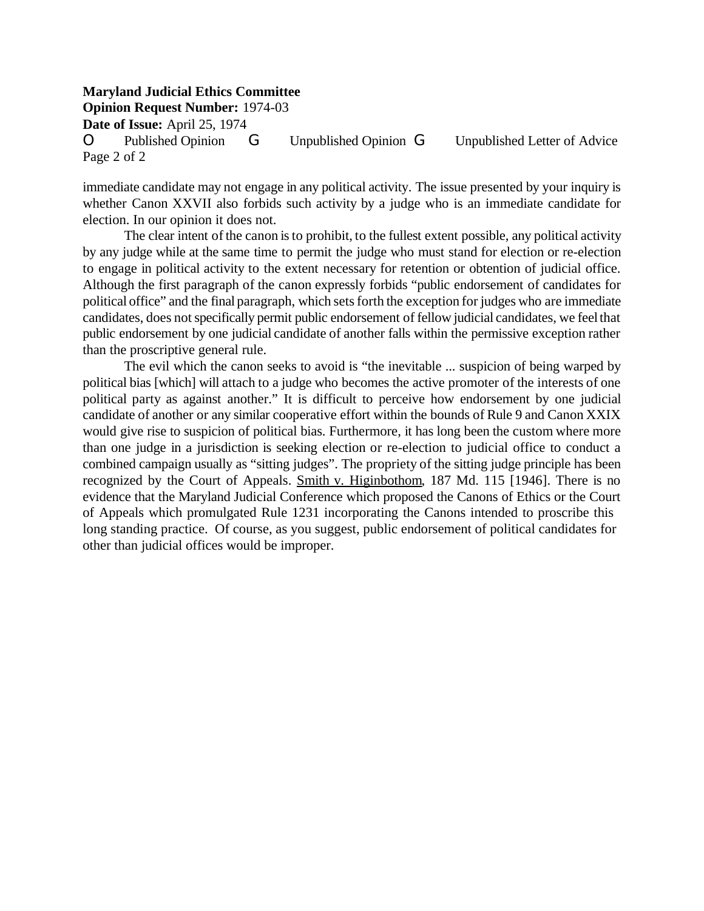immediate candidate may not engage in any political activity. The issue presented by your inquiry is whether Canon XXVII also forbids such activity by a judge who is an immediate candidate for election. In our opinion it does not.

The clear intent of the canon is to prohibit, to the fullest extent possible, any political activity by any judge while at the same time to permit the judge who must stand for election or re-election to engage in political activity to the extent necessary for retention or obtention of judicial office. Although the first paragraph of the canon expressly forbids "public endorsement of candidates for political office" and the final paragraph, which sets forth the exception for judges who are immediate candidates, does not specifically permit public endorsement of fellow judicial candidates, we feel that public endorsement by one judicial candidate of another falls within the permissive exception rather than the proscriptive general rule.

The evil which the canon seeks to avoid is "the inevitable ... suspicion of being warped by political bias [which] will attach to a judge who becomes the active promoter of the interests of one political party as against another." It is difficult to perceive how endorsement by one judicial candidate of another or any similar cooperative effort within the bounds of Rule 9 and Canon XXIX would give rise to suspicion of political bias. Furthermore, it has long been the custom where more than one judge in a jurisdiction is seeking election or re-election to judicial office to conduct a combined campaign usually as "sitting judges". The propriety of the sitting judge principle has been recognized by the Court of Appeals. Smith v. Higinbothom, 187 Md. 115 [1946]. There is no evidence that the Maryland Judicial Conference which proposed the Canons of Ethics or the Court of Appeals which promulgated Rule 1231 incorporating the Canons intended to proscribe this long standing practice. Of course, as you suggest, public endorsement of political candidates for other than judicial offices would be improper.